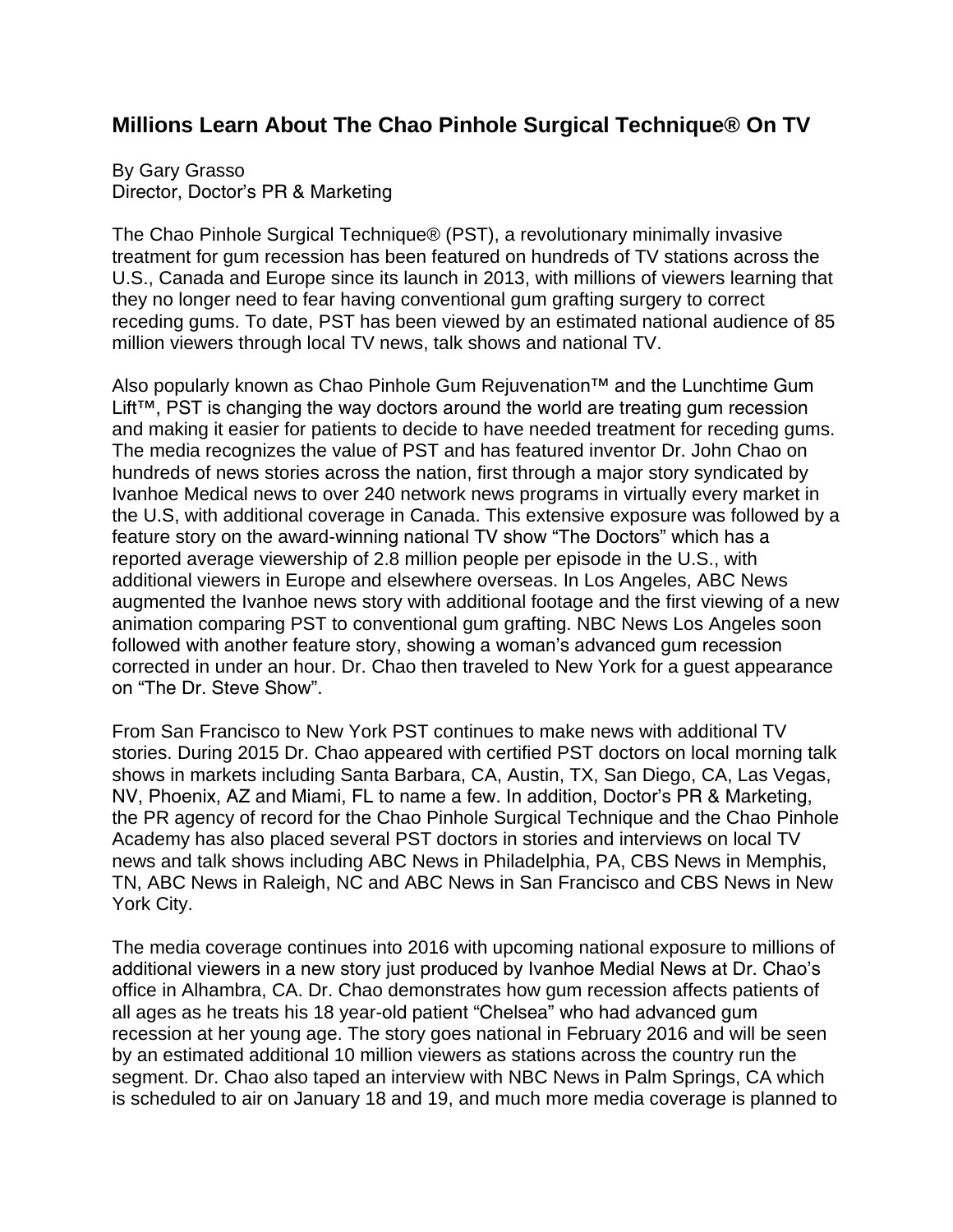## Millions Learn About The Chao Pinhole Surgical Technique® On TV

By Gary Grasso
Director, Doctor's PR & Marketing

The Chao Pinhole Surgical Technique® (PST), a revolutionary minimally invasive treatment for gum recession has been featured on hundreds of TV stations across the U.S., Canada and Europe since its launch in 2013, with millions of viewers learning that they no longer need to fear having conventional gum grafting surgery to correct receding gums. To date, PST has been viewed by an estimated national audience of 85 million viewers through local TV news, talk shows and national TV.

Also popularly known as Chao Pinhole Gum Rejuvenation™ and the Lunchtime Gum Lift™, PST is changing the way doctors around the world are treating gum recession and making it easier for patients to decide to have needed treatment for receding gums. The media recognizes the value of PST and has featured inventor Dr. John Chao on hundreds of news stories across the nation, first through a major story syndicated by Ivanhoe Medical news to over 240 network news programs in virtually every market in the U.S, with additional coverage in Canada. This extensive exposure was followed by a feature story on the award-winning national TV show "The Doctors" which has a reported average viewership of 2.8 million people per episode in the U.S., with additional viewers in Europe and elsewhere overseas. In Los Angeles, ABC News augmented the Ivanhoe news story with additional footage and the first viewing of a new animation comparing PST to conventional gum grafting. NBC News Los Angeles soon followed with another feature story, showing a woman's advanced gum recession corrected in under an hour. Dr. Chao then traveled to New York for a guest appearance on "The Dr. Steve Show".

From San Francisco to New York PST continues to make news with additional TV stories. During 2015 Dr. Chao appeared with certified PST doctors on local morning talk shows in markets including Santa Barbara, CA, Austin, TX, San Diego, CA, Las Vegas, NV, Phoenix, AZ and Miami, FL to name a few. In addition, Doctor's PR & Marketing, the PR agency of record for the Chao Pinhole Surgical Technique and the Chao Pinhole Academy has also placed several PST doctors in stories and interviews on local TV news and talk shows including ABC News in Philadelphia, PA, CBS News in Memphis, TN, ABC News in Raleigh, NC and ABC News in San Francisco and CBS News in New York City.

The media coverage continues into 2016 with upcoming national exposure to millions of additional viewers in a new story just produced by Ivanhoe Medial News at Dr. Chao's office in Alhambra, CA. Dr. Chao demonstrates how gum recession affects patients of all ages as he treats his 18 year-old patient "Chelsea" who had advanced gum recession at her young age. The story goes national in February 2016 and will be seen by an estimated additional 10 million viewers as stations across the country run the segment. Dr. Chao also taped an interview with NBC News in Palm Springs, CA which is scheduled to air on January 18 and 19, and much more media coverage is planned to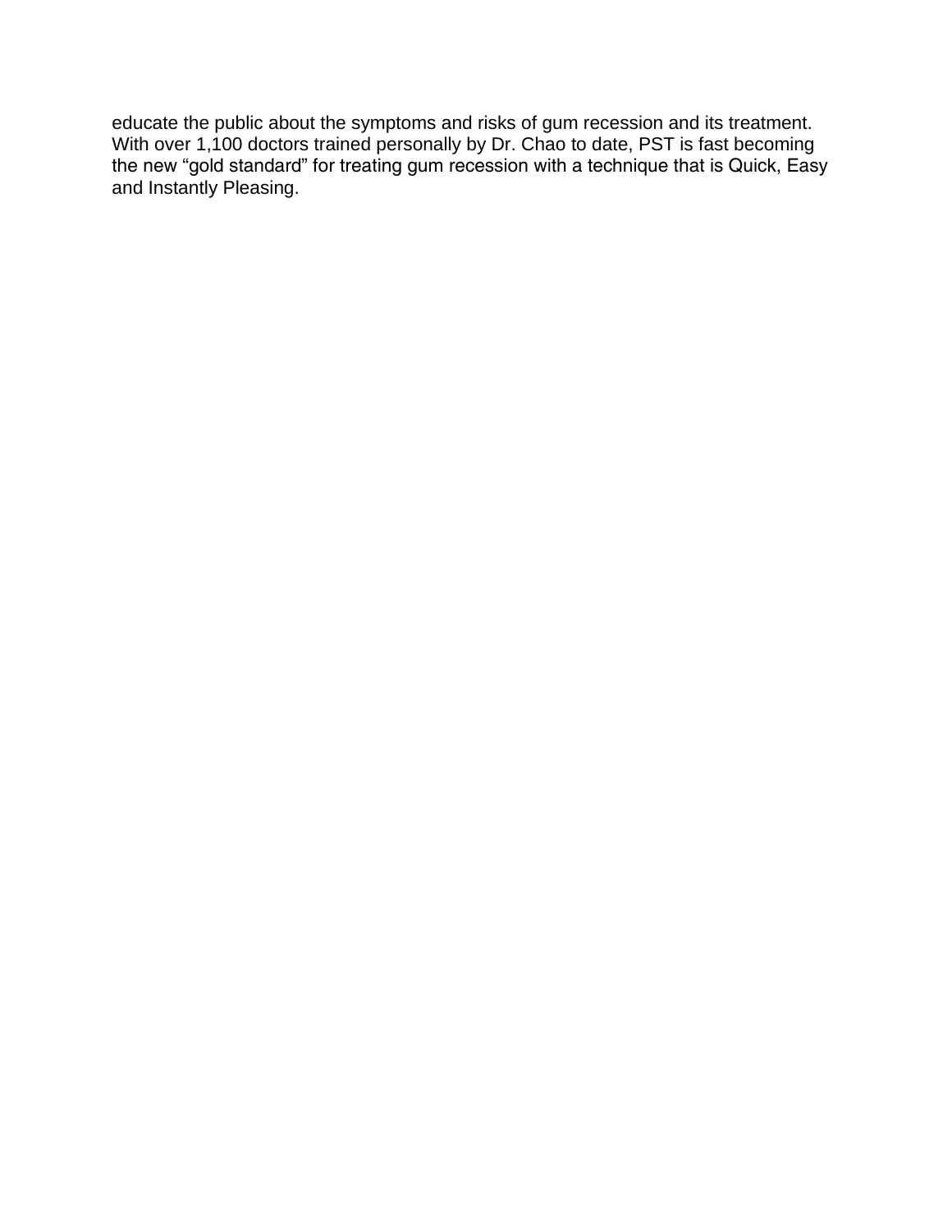educate the public about the symptoms and risks of gum recession and its treatment. With over 1,100 doctors trained personally by Dr. Chao to date, PST is fast becoming the new “gold standard” for treating gum recession with a technique that is Quick, Easy and Instantly Pleasing.